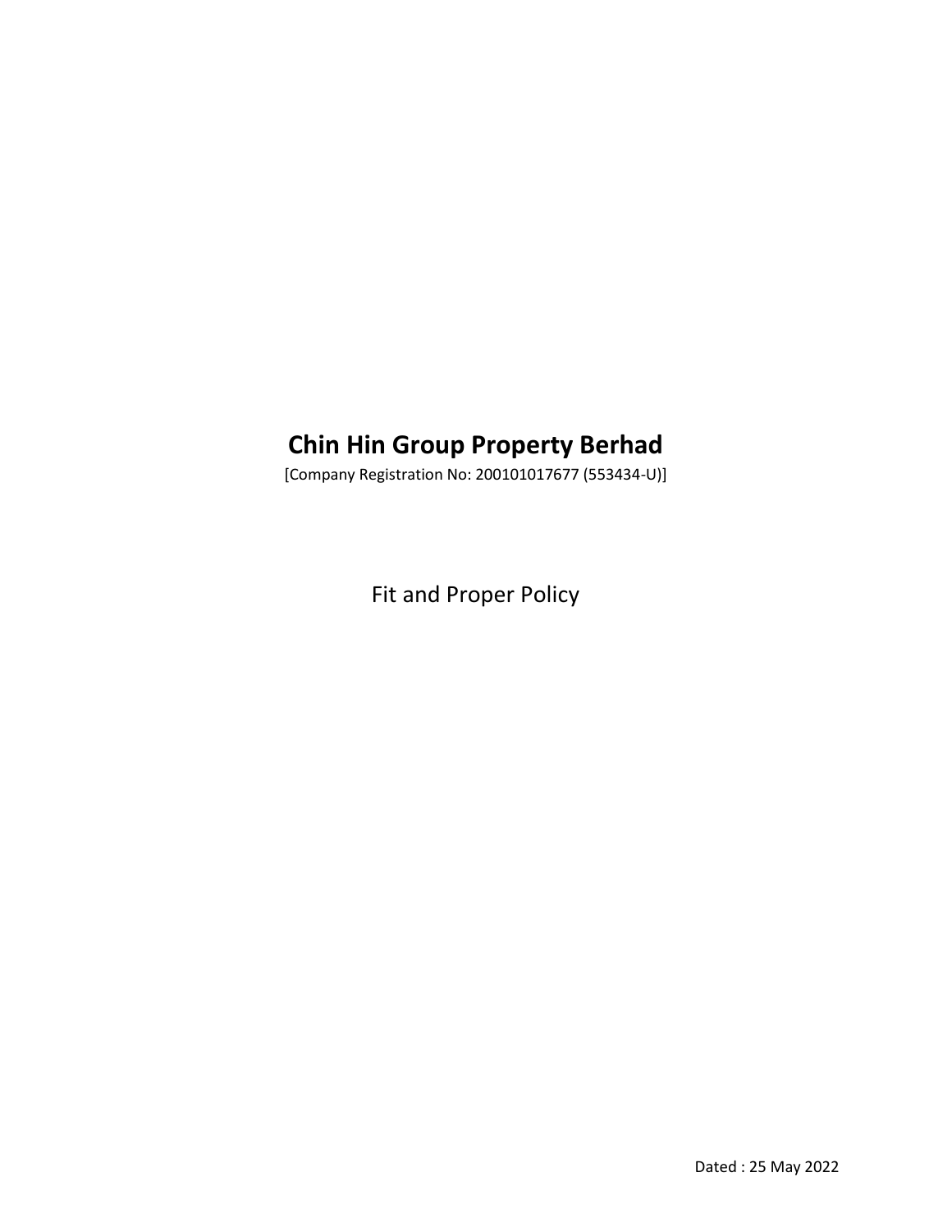# Chin Hin Group Property Berhad

[Company Registration No: 200101017677 (553434-U)]

Fit and Proper Policy

Dated : 25 May 2022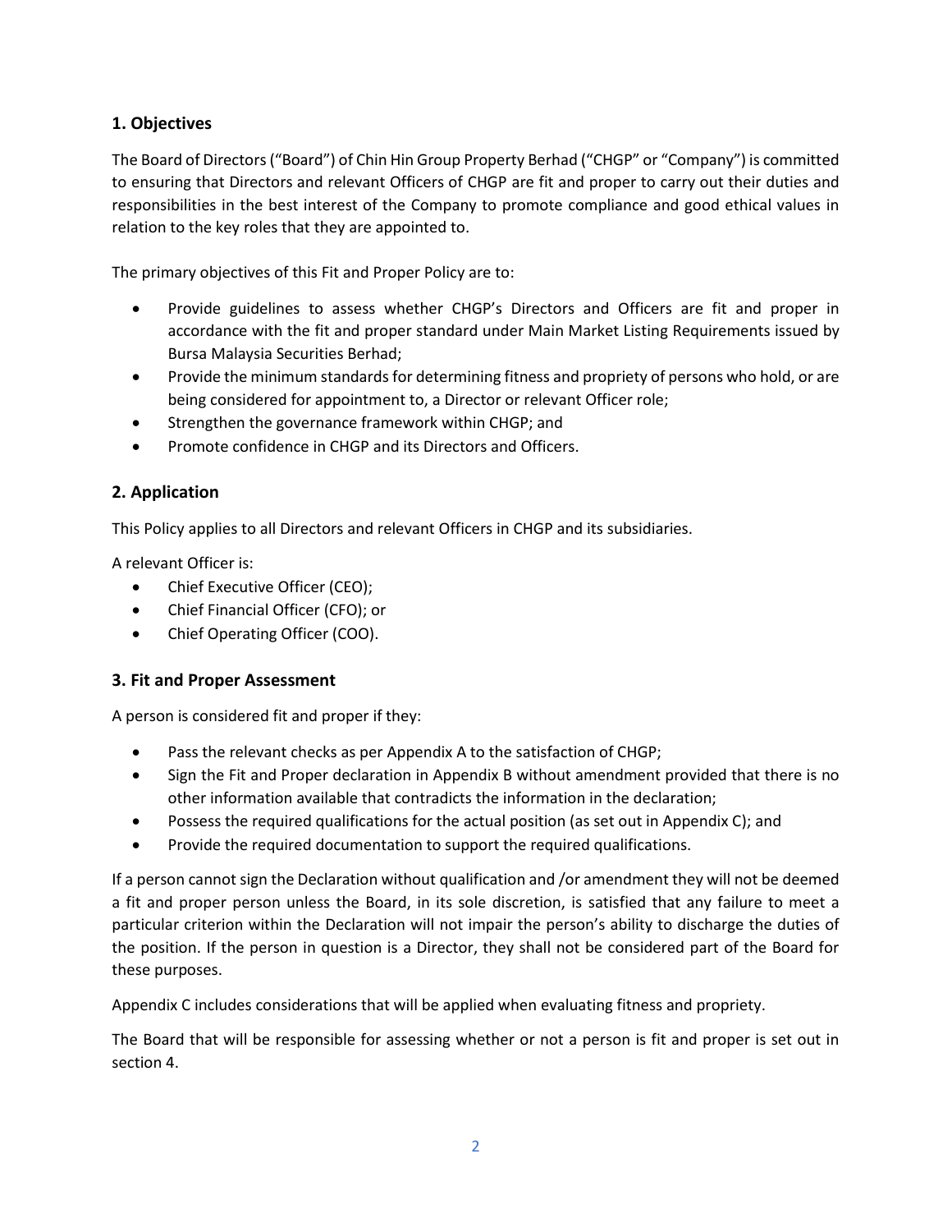## 1. Objectives

The Board of Directors ("Board") of Chin Hin Group Property Berhad ("CHGP" or "Company") is committed to ensuring that Directors and relevant Officers of CHGP are fit and proper to carry out their duties and responsibilities in the best interest of the Company to promote compliance and good ethical values in relation to the key roles that they are appointed to.

The primary objectives of this Fit and Proper Policy are to:

- Provide guidelines to assess whether CHGP's Directors and Officers are fit and proper in accordance with the fit and proper standard under Main Market Listing Requirements issued by Bursa Malaysia Securities Berhad;
- Provide the minimum standards for determining fitness and propriety of persons who hold, or are being considered for appointment to, a Director or relevant Officer role;
- Strengthen the governance framework within CHGP; and
- Promote confidence in CHGP and its Directors and Officers.

## 2. Application

This Policy applies to all Directors and relevant Officers in CHGP and its subsidiaries.

A relevant Officer is:

- Chief Executive Officer (CEO);
- Chief Financial Officer (CFO); or
- Chief Operating Officer (COO).

## 3. Fit and Proper Assessment

A person is considered fit and proper if they:

- Pass the relevant checks as per Appendix A to the satisfaction of CHGP;
- Sign the Fit and Proper declaration in Appendix B without amendment provided that there is no other information available that contradicts the information in the declaration;
- Possess the required qualifications for the actual position (as set out in Appendix C); and
- Provide the required documentation to support the required qualifications.

If a person cannot sign the Declaration without qualification and /or amendment they will not be deemed a fit and proper person unless the Board, in its sole discretion, is satisfied that any failure to meet a particular criterion within the Declaration will not impair the person's ability to discharge the duties of the position. If the person in question is a Director, they shall not be considered part of the Board for these purposes.

Appendix C includes considerations that will be applied when evaluating fitness and propriety.

The Board that will be responsible for assessing whether or not a person is fit and proper is set out in section 4.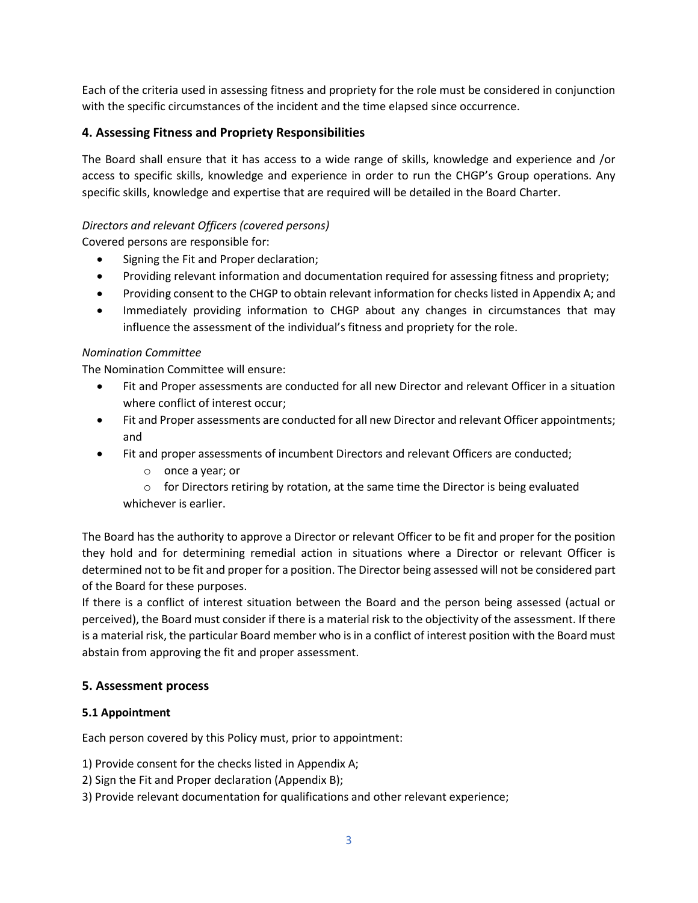Each of the criteria used in assessing fitness and propriety for the role must be considered in conjunction with the specific circumstances of the incident and the time elapsed since occurrence.

## 4. Assessing Fitness and Propriety Responsibilities

The Board shall ensure that it has access to a wide range of skills, knowledge and experience and /or access to specific skills, knowledge and experience in order to run the CHGP's Group operations. Any specific skills, knowledge and expertise that are required will be detailed in the Board Charter.

*Directors and relevant Officers (covered persons)*

Covered persons are responsible for:

- Signing the Fit and Proper declaration;
- Providing relevant information and documentation required for assessing fitness and propriety;
- Providing consent to the CHGP to obtain relevant information for checks listed in Appendix A; and
- Immediately providing information to CHGP about any changes in circumstances that may influence the assessment of the individual's fitness and propriety for the role.

*Nomination Committee*

The Nomination Committee will ensure:

- Fit and Proper assessments are conducted for all new Director and relevant Officer in a situation where conflict of interest occur;
- Fit and Proper assessments are conducted for all new Director and relevant Officer appointments; and
- Fit and proper assessments of incumbent Directors and relevant Officers are conducted;
  - once a year; or
  - for Directors retiring by rotation, at the same time the Director is being evaluated

  whichever is earlier.

The Board has the authority to approve a Director or relevant Officer to be fit and proper for the position they hold and for determining remedial action in situations where a Director or relevant Officer is determined not to be fit and proper for a position. The Director being assessed will not be considered part of the Board for these purposes.

If there is a conflict of interest situation between the Board and the person being assessed (actual or perceived), the Board must consider if there is a material risk to the objectivity of the assessment. If there is a material risk, the particular Board member who is in a conflict of interest position with the Board must abstain from approving the fit and proper assessment.

## 5. Assessment process

### 5.1 Appointment

Each person covered by this Policy must, prior to appointment:

1) Provide consent for the checks listed in Appendix A;
2) Sign the Fit and Proper declaration (Appendix B);
3) Provide relevant documentation for qualifications and other relevant experience;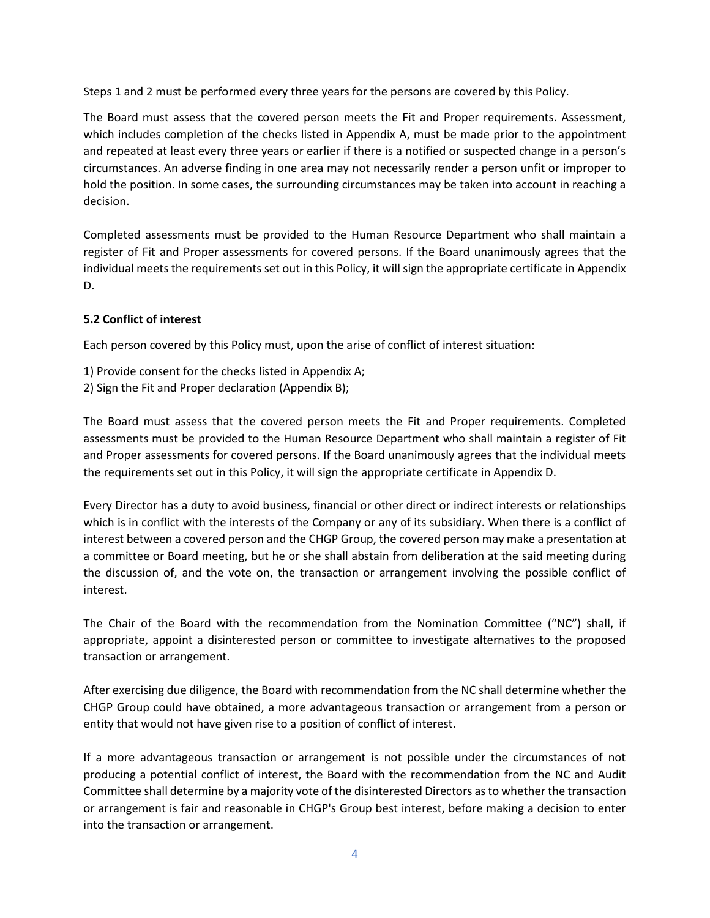Steps 1 and 2 must be performed every three years for the persons are covered by this Policy.

The Board must assess that the covered person meets the Fit and Proper requirements. Assessment, which includes completion of the checks listed in Appendix A, must be made prior to the appointment and repeated at least every three years or earlier if there is a notified or suspected change in a person's circumstances. An adverse finding in one area may not necessarily render a person unfit or improper to hold the position. In some cases, the surrounding circumstances may be taken into account in reaching a decision.

Completed assessments must be provided to the Human Resource Department who shall maintain a register of Fit and Proper assessments for covered persons. If the Board unanimously agrees that the individual meets the requirements set out in this Policy, it will sign the appropriate certificate in Appendix D.

**5.2 Conflict of interest**

Each person covered by this Policy must, upon the arise of conflict of interest situation:

1) Provide consent for the checks listed in Appendix A;
2) Sign the Fit and Proper declaration (Appendix B);

The Board must assess that the covered person meets the Fit and Proper requirements. Completed assessments must be provided to the Human Resource Department who shall maintain a register of Fit and Proper assessments for covered persons. If the Board unanimously agrees that the individual meets the requirements set out in this Policy, it will sign the appropriate certificate in Appendix D.

Every Director has a duty to avoid business, financial or other direct or indirect interests or relationships which is in conflict with the interests of the Company or any of its subsidiary. When there is a conflict of interest between a covered person and the CHGP Group, the covered person may make a presentation at a committee or Board meeting, but he or she shall abstain from deliberation at the said meeting during the discussion of, and the vote on, the transaction or arrangement involving the possible conflict of interest.

The Chair of the Board with the recommendation from the Nomination Committee ("NC") shall, if appropriate, appoint a disinterested person or committee to investigate alternatives to the proposed transaction or arrangement.

After exercising due diligence, the Board with recommendation from the NC shall determine whether the CHGP Group could have obtained, a more advantageous transaction or arrangement from a person or entity that would not have given rise to a position of conflict of interest.

If a more advantageous transaction or arrangement is not possible under the circumstances of not producing a potential conflict of interest, the Board with the recommendation from the NC and Audit Committee shall determine by a majority vote of the disinterested Directors as to whether the transaction or arrangement is fair and reasonable in CHGP's Group best interest, before making a decision to enter into the transaction or arrangement.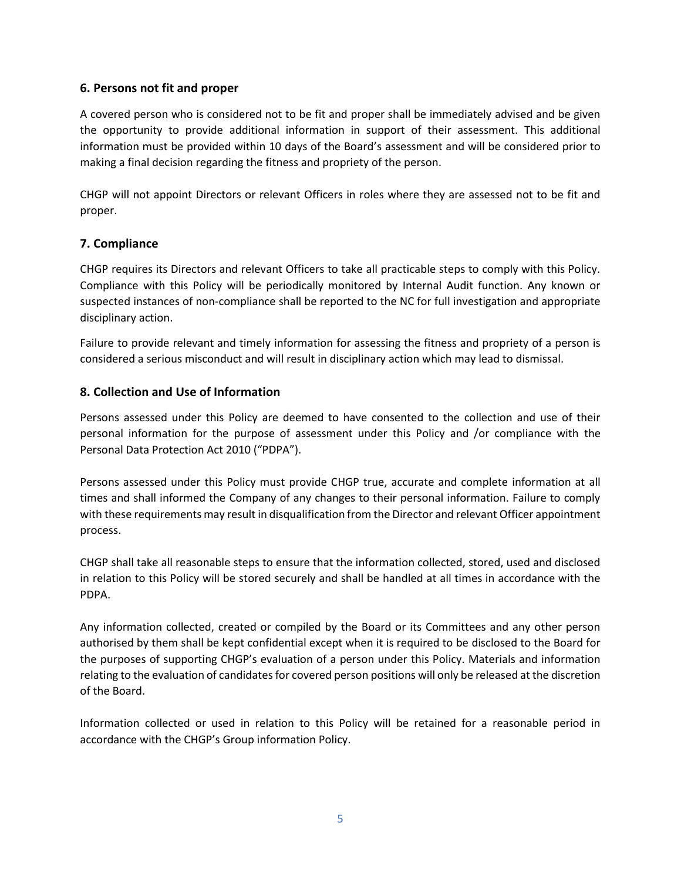### 6. Persons not fit and proper

A covered person who is considered not to be fit and proper shall be immediately advised and be given the opportunity to provide additional information in support of their assessment. This additional information must be provided within 10 days of the Board's assessment and will be considered prior to making a final decision regarding the fitness and propriety of the person.

CHGP will not appoint Directors or relevant Officers in roles where they are assessed not to be fit and proper.

### 7. Compliance

CHGP requires its Directors and relevant Officers to take all practicable steps to comply with this Policy. Compliance with this Policy will be periodically monitored by Internal Audit function. Any known or suspected instances of non-compliance shall be reported to the NC for full investigation and appropriate disciplinary action.

Failure to provide relevant and timely information for assessing the fitness and propriety of a person is considered a serious misconduct and will result in disciplinary action which may lead to dismissal.

### 8. Collection and Use of Information

Persons assessed under this Policy are deemed to have consented to the collection and use of their personal information for the purpose of assessment under this Policy and /or compliance with the Personal Data Protection Act 2010 ("PDPA").

Persons assessed under this Policy must provide CHGP true, accurate and complete information at all times and shall informed the Company of any changes to their personal information. Failure to comply with these requirements may result in disqualification from the Director and relevant Officer appointment process.

CHGP shall take all reasonable steps to ensure that the information collected, stored, used and disclosed in relation to this Policy will be stored securely and shall be handled at all times in accordance with the PDPA.

Any information collected, created or compiled by the Board or its Committees and any other person authorised by them shall be kept confidential except when it is required to be disclosed to the Board for the purposes of supporting CHGP's evaluation of a person under this Policy. Materials and information relating to the evaluation of candidates for covered person positions will only be released at the discretion of the Board.

Information collected or used in relation to this Policy will be retained for a reasonable period in accordance with the CHGP's Group information Policy.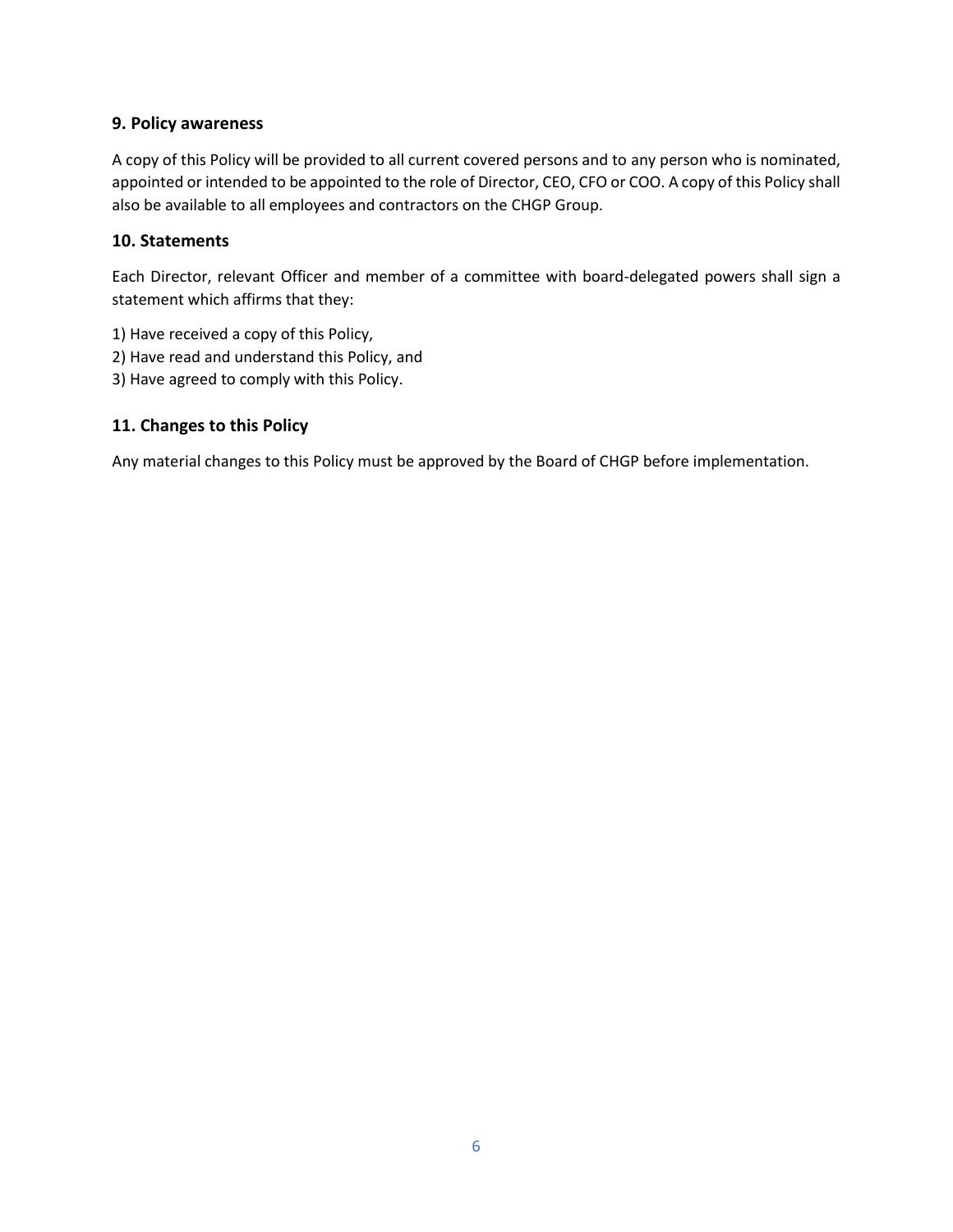## 9. Policy awareness

A copy of this Policy will be provided to all current covered persons and to any person who is nominated, appointed or intended to be appointed to the role of Director, CEO, CFO or COO. A copy of this Policy shall also be available to all employees and contractors on the CHGP Group.

## 10. Statements

Each Director, relevant Officer and member of a committee with board-delegated powers shall sign a statement which affirms that they:

1) Have received a copy of this Policy,
2) Have read and understand this Policy, and
3) Have agreed to comply with this Policy.

## 11. Changes to this Policy

Any material changes to this Policy must be approved by the Board of CHGP before implementation.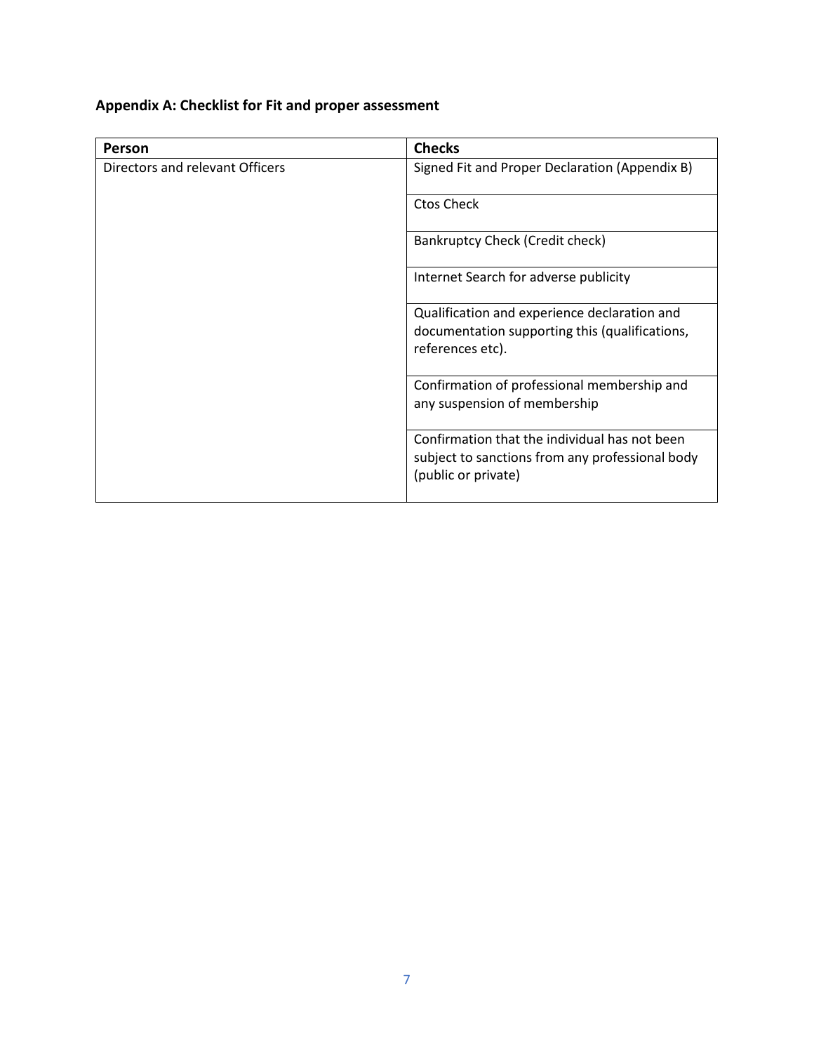## Appendix A: Checklist for Fit and proper assessment

| Person | Checks |
|---|---|
| Directors and relevant Officers | Signed Fit and Proper Declaration (Appendix B) |
| | Ctos Check |
| | Bankruptcy Check (Credit check) |
| | Internet Search for adverse publicity |
| | Qualification and experience declaration and documentation supporting this (qualifications, references etc). |
| | Confirmation of professional membership and any suspension of membership |
| | Confirmation that the individual has not been subject to sanctions from any professional body (public or private) |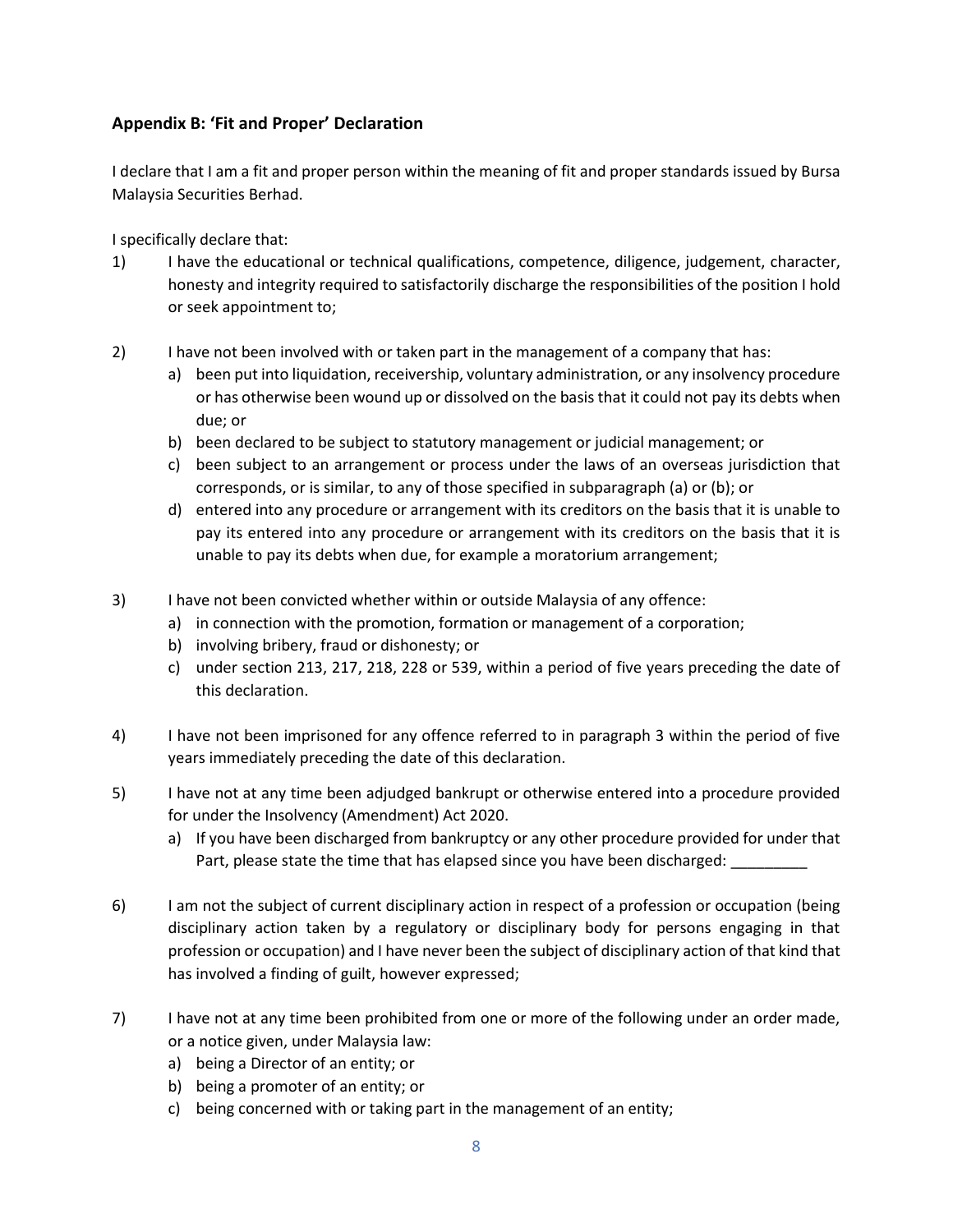## Appendix B: 'Fit and Proper' Declaration

I declare that I am a fit and proper person within the meaning of fit and proper standards issued by Bursa Malaysia Securities Berhad.

I specifically declare that:

1) I have the educational or technical qualifications, competence, diligence, judgement, character, honesty and integrity required to satisfactorily discharge the responsibilities of the position I hold or seek appointment to;

2) I have not been involved with or taken part in the management of a company that has:
   a) been put into liquidation, receivership, voluntary administration, or any insolvency procedure or has otherwise been wound up or dissolved on the basis that it could not pay its debts when due; or
   b) been declared to be subject to statutory management or judicial management; or
   c) been subject to an arrangement or process under the laws of an overseas jurisdiction that corresponds, or is similar, to any of those specified in subparagraph (a) or (b); or
   d) entered into any procedure or arrangement with its creditors on the basis that it is unable to pay its entered into any procedure or arrangement with its creditors on the basis that it is unable to pay its debts when due, for example a moratorium arrangement;

3) I have not been convicted whether within or outside Malaysia of any offence:
   a) in connection with the promotion, formation or management of a corporation;
   b) involving bribery, fraud or dishonesty; or
   c) under section 213, 217, 218, 228 or 539, within a period of five years preceding the date of this declaration.

4) I have not been imprisoned for any offence referred to in paragraph 3 within the period of five years immediately preceding the date of this declaration.

5) I have not at any time been adjudged bankrupt or otherwise entered into a procedure provided for under the Insolvency (Amendment) Act 2020.
   a) If you have been discharged from bankruptcy or any other procedure provided for under that Part, please state the time that has elapsed since you have been discharged: _________

6) I am not the subject of current disciplinary action in respect of a profession or occupation (being disciplinary action taken by a regulatory or disciplinary body for persons engaging in that profession or occupation) and I have never been the subject of disciplinary action of that kind that has involved a finding of guilt, however expressed;

7) I have not at any time been prohibited from one or more of the following under an order made, or a notice given, under Malaysia law:
   a) being a Director of an entity; or
   b) being a promoter of an entity; or
   c) being concerned with or taking part in the management of an entity;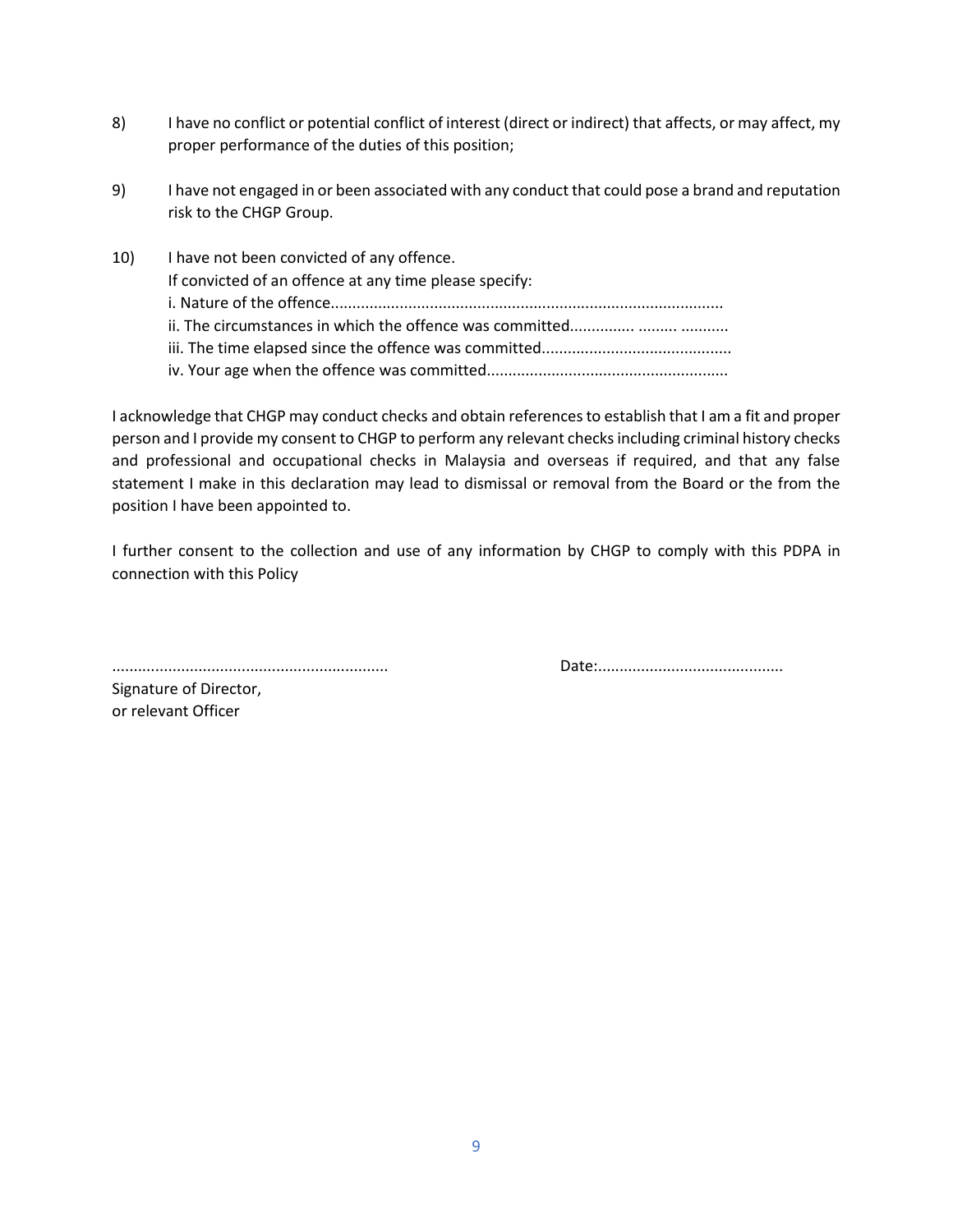8) I have no conflict or potential conflict of interest (direct or indirect) that affects, or may affect, my proper performance of the duties of this position;

9) I have not engaged in or been associated with any conduct that could pose a brand and reputation risk to the CHGP Group.

10) I have not been convicted of any offence.
    If convicted of an offence at any time please specify:
    i. Nature of the offence..........................................................................................
    ii. The circumstances in which the offence was committed.............. ......... ...........
    iii. The time elapsed since the offence was committed............................................
    iv. Your age when the offence was committed.......................................................

I acknowledge that CHGP may conduct checks and obtain references to establish that I am a fit and proper person and I provide my consent to CHGP to perform any relevant checks including criminal history checks and professional and occupational checks in Malaysia and overseas if required, and that any false statement I make in this declaration may lead to dismissal or removal from the Board or the from the position I have been appointed to.

I further consent to the collection and use of any information by CHGP to comply with this PDPA in connection with this Policy

................................................................ Date:...........................................

Signature of Director,
or relevant Officer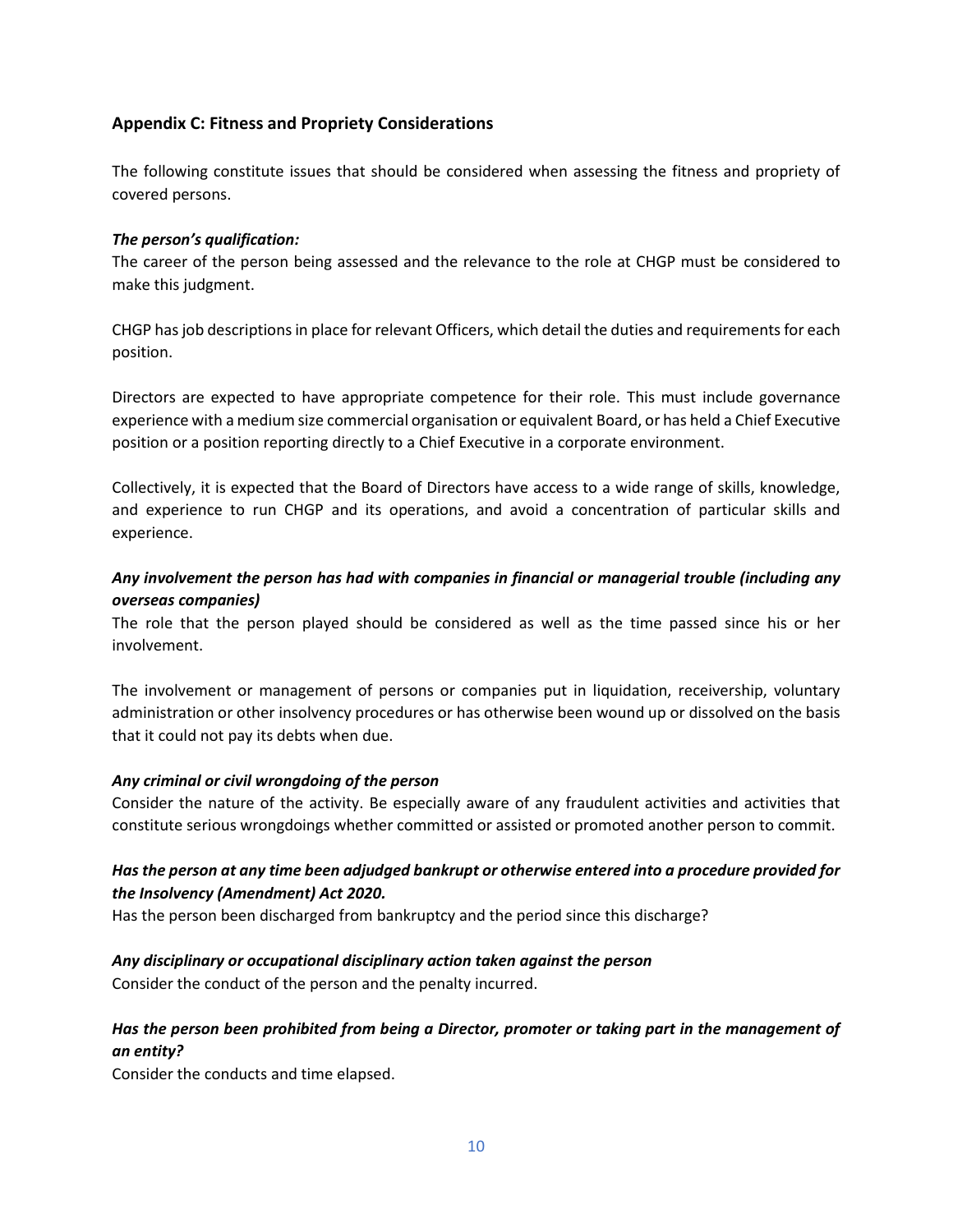## Appendix C: Fitness and Propriety Considerations

The following constitute issues that should be considered when assessing the fitness and propriety of covered persons.

***The person's qualification:***

The career of the person being assessed and the relevance to the role at CHGP must be considered to make this judgment.

CHGP has job descriptions in place for relevant Officers, which detail the duties and requirements for each position.

Directors are expected to have appropriate competence for their role. This must include governance experience with a medium size commercial organisation or equivalent Board, or has held a Chief Executive position or a position reporting directly to a Chief Executive in a corporate environment.

Collectively, it is expected that the Board of Directors have access to a wide range of skills, knowledge, and experience to run CHGP and its operations, and avoid a concentration of particular skills and experience.

***Any involvement the person has had with companies in financial or managerial trouble (including any overseas companies)***

The role that the person played should be considered as well as the time passed since his or her involvement.

The involvement or management of persons or companies put in liquidation, receivership, voluntary administration or other insolvency procedures or has otherwise been wound up or dissolved on the basis that it could not pay its debts when due.

***Any criminal or civil wrongdoing of the person***

Consider the nature of the activity. Be especially aware of any fraudulent activities and activities that constitute serious wrongdoings whether committed or assisted or promoted another person to commit.

***Has the person at any time been adjudged bankrupt or otherwise entered into a procedure provided for the Insolvency (Amendment) Act 2020.***

Has the person been discharged from bankruptcy and the period since this discharge?

***Any disciplinary or occupational disciplinary action taken against the person***

Consider the conduct of the person and the penalty incurred.

***Has the person been prohibited from being a Director, promoter or taking part in the management of an entity?***

Consider the conducts and time elapsed.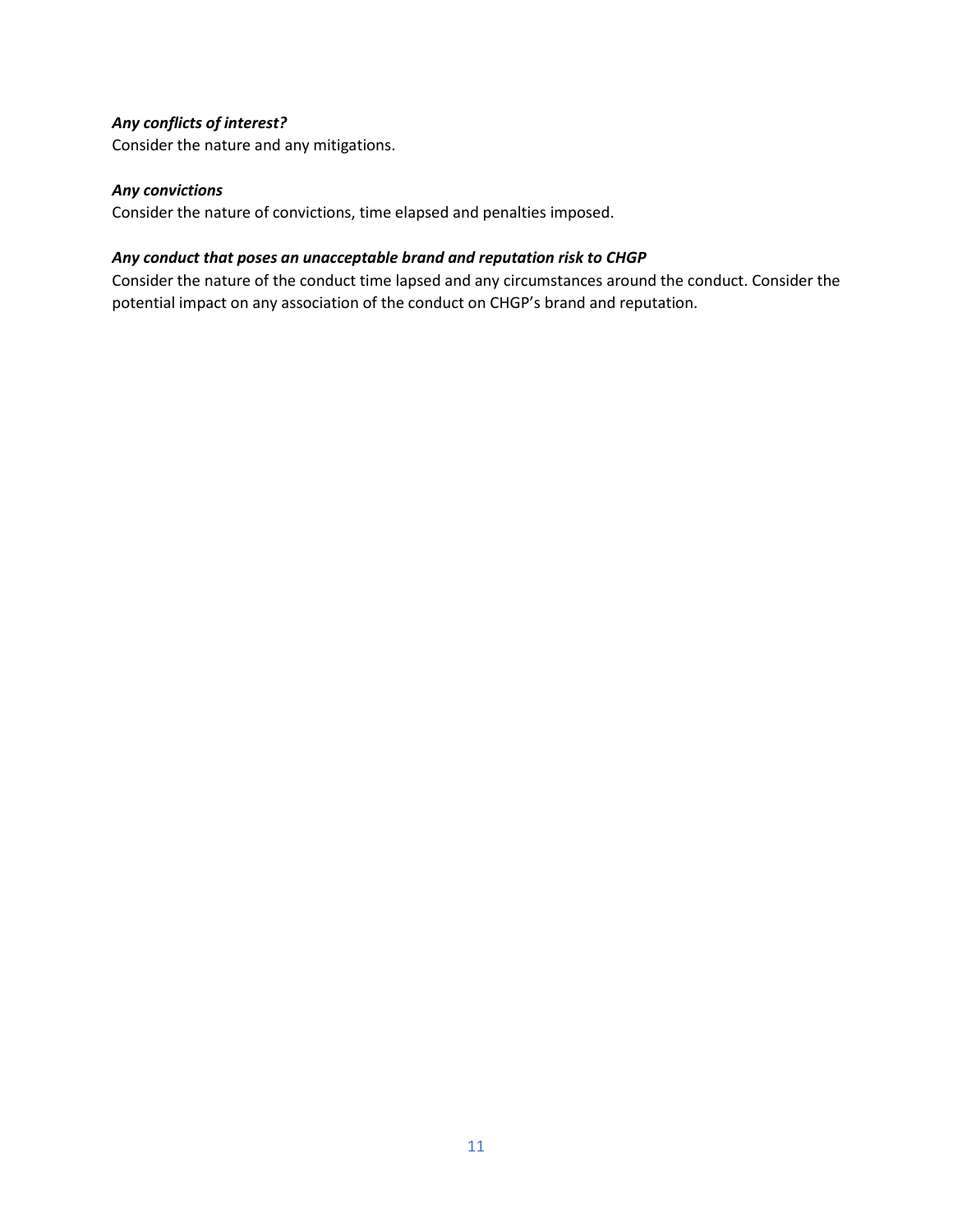***Any conflicts of interest?***
Consider the nature and any mitigations.

***Any convictions***
Consider the nature of convictions, time elapsed and penalties imposed.

***Any conduct that poses an unacceptable brand and reputation risk to CHGP***
Consider the nature of the conduct time lapsed and any circumstances around the conduct. Consider the potential impact on any association of the conduct on CHGP's brand and reputation.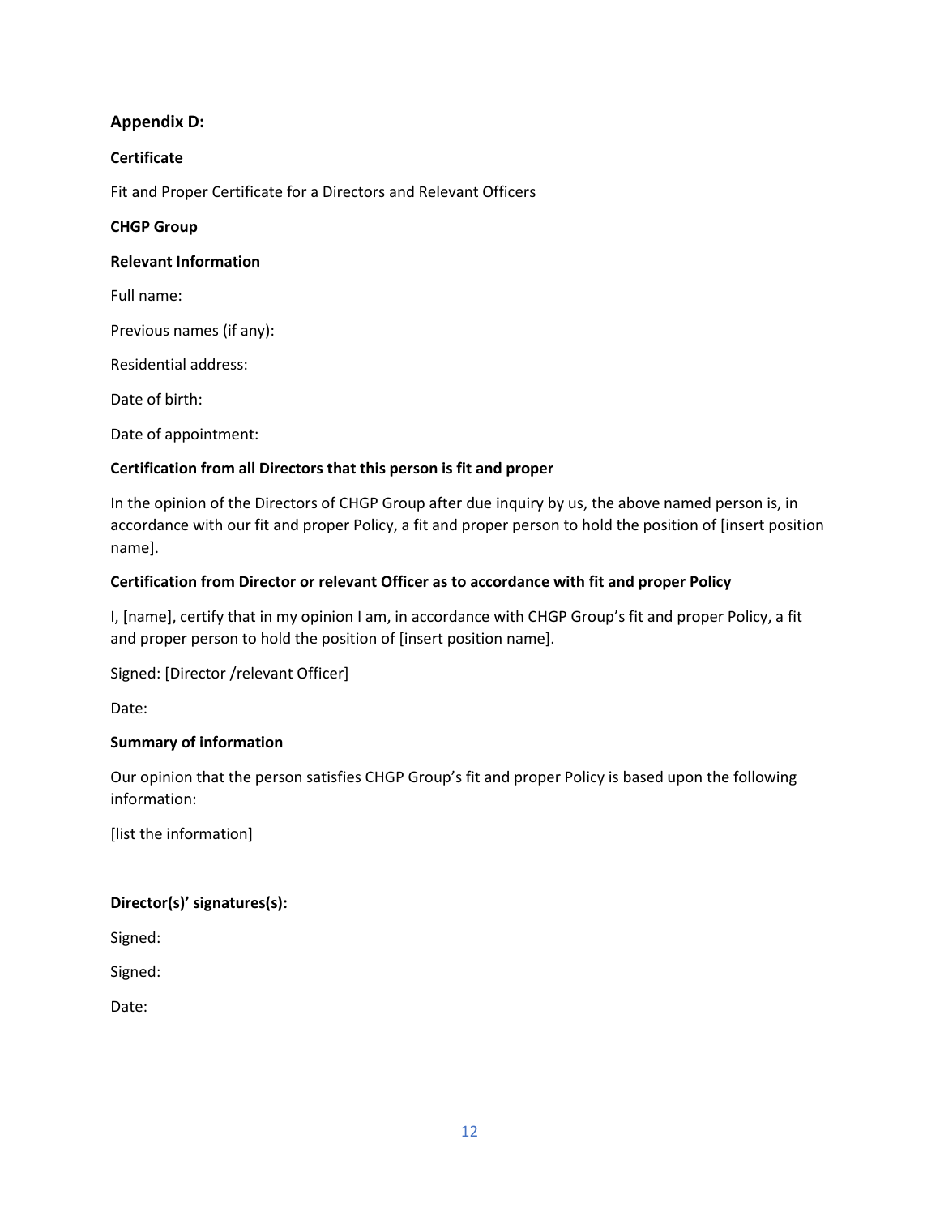## Appendix D:

**Certificate**

Fit and Proper Certificate for a Directors and Relevant Officers

**CHGP Group**

**Relevant Information**

Full name:

Previous names (if any):

Residential address:

Date of birth:

Date of appointment:

**Certification from all Directors that this person is fit and proper**

In the opinion of the Directors of CHGP Group after due inquiry by us, the above named person is, in accordance with our fit and proper Policy, a fit and proper person to hold the position of [insert position name].

**Certification from Director or relevant Officer as to accordance with fit and proper Policy**

I, [name], certify that in my opinion I am, in accordance with CHGP Group's fit and proper Policy, a fit and proper person to hold the position of [insert position name].

Signed: [Director /relevant Officer]

Date:

**Summary of information**

Our opinion that the person satisfies CHGP Group's fit and proper Policy is based upon the following information:

[list the information]

**Director(s)' signatures(s):**

Signed:

Signed:

Date: